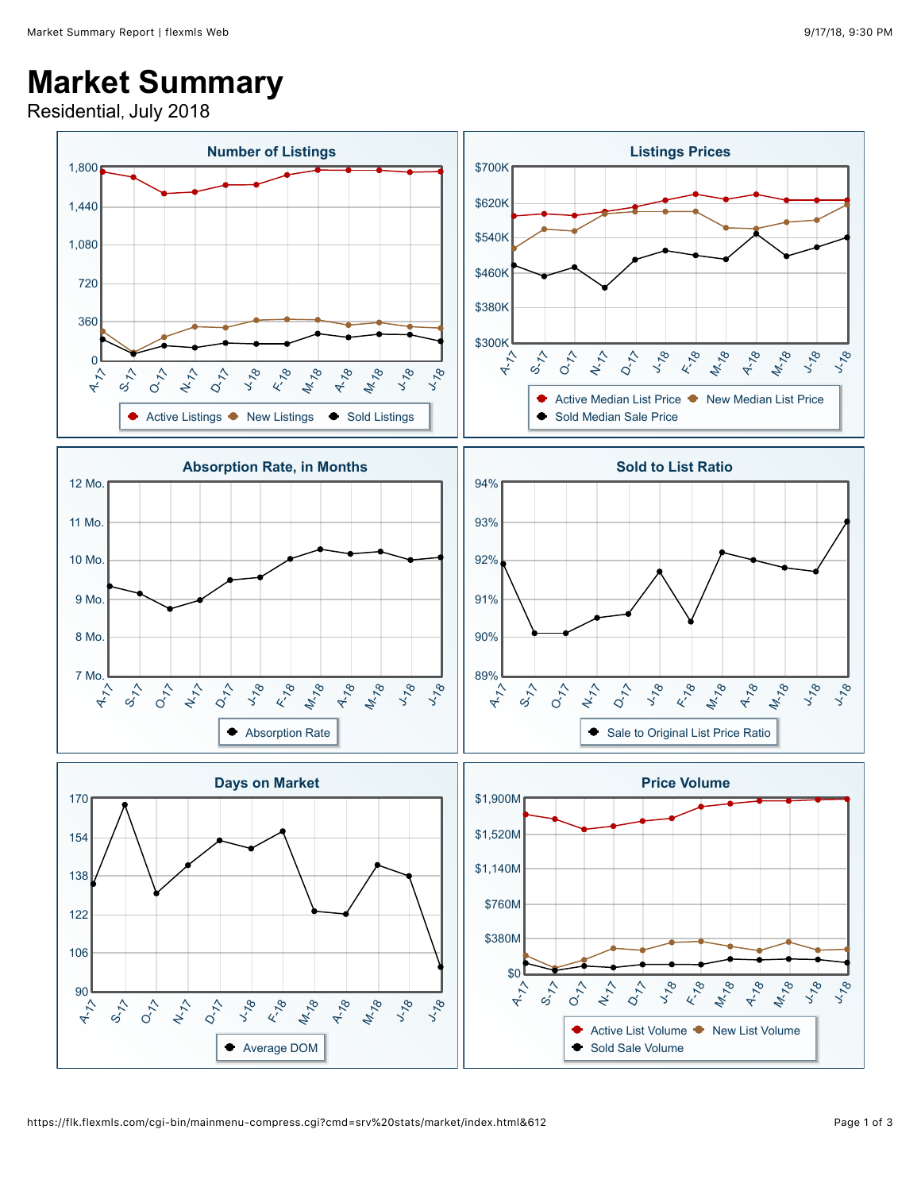# Market Summary

Residential, July 2018

## Number of Listings

1,800
1,440
1,080
720
360
0

A-17 S-17 O-17 N-17 D-17 J-18 F-18 M-18 A-18 M-18 J-18 J-18

Active Listings | New Listings | Sold Listings

## Listings Prices

$700K
$620K
$540K
$460K
$380K
$300K

A-17 S-17 O-17 N-17 D-17 J-18 F-18 M-18 A-18 M-18 J-18 J-18

Active Median List Price | New Median List Price | Sold Median Sale Price

## Absorption Rate, in Months

12 Mo.
11 Mo.
10 Mo.
9 Mo.
8 Mo.
7 Mo.

A-17 S-17 O-17 N-17 D-17 J-18 F-18 M-18 A-18 M-18 J-18 J-18

Absorption Rate

## Sold to List Ratio

94%
93%
92%
91%
90%
89%

A-17 S-17 O-17 N-17 D-17 J-18 F-18 M-18 A-18 M-18 J-18 J-18

Sale to Original List Price Ratio

## Days on Market

170
154
138
122
106
90

A-17 S-17 O-17 N-17 D-17 J-18 F-18 M-18 A-18 M-18 J-18 J-18

Average DOM

## Price Volume

$1,900M
$1,520M
$1,140M
$760M
$380M
$0

A-17 S-17 O-17 N-17 D-17 J-18 F-18 M-18 A-18 M-18 J-18 J-18

Active List Volume | New List Volume | Sold Sale Volume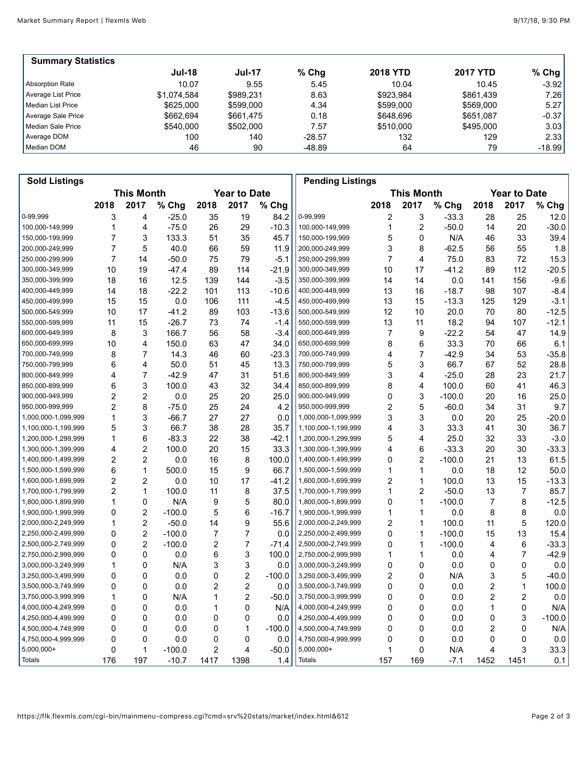## Summary Statistics

| Summary Statistics | Jul-18 | Jul-17 | % Chg | 2018 YTD | 2017 YTD | % Chg |
|---|---|---|---|---|---|---|
| Absorption Rate | 10.07 | 9.55 | 5.45 | 10.04 | 10.45 | -3.92 |
| Average List Price | $1,074,584 | $989,231 | 8.63 | $923,984 | $861,439 | 7.26 |
| Median List Price | $625,000 | $599,000 | 4.34 | $599,000 | $569,000 | 5.27 |
| Average Sale Price | $662,694 | $661,475 | 0.18 | $648,696 | $651,087 | -0.37 |
| Median Sale Price | $540,000 | $502,000 | 7.57 | $510,000 | $495,000 | 3.03 |
| Average DOM | 100 | 140 | -28.57 | 132 | 129 | 2.33 |
| Median DOM | 46 | 90 | -48.89 | 64 | 79 | -18.99 |

## Sold Listings

| | This Month | | | Year to Date | | |
|---|---|---|---|---|---|---|
| | 2018 | 2017 | % Chg | 2018 | 2017 | % Chg |
| 0-99,999 | 3 | 4 | -25.0 | 35 | 19 | 84.2 |
| 100,000-149,999 | 1 | 4 | -75.0 | 26 | 29 | -10.3 |
| 150,000-199,999 | 7 | 3 | 133.3 | 51 | 35 | 45.7 |
| 200,000-249,999 | 7 | 5 | 40.0 | 66 | 59 | 11.9 |
| 250,000-299,999 | 7 | 14 | -50.0 | 75 | 79 | -5.1 |
| 300,000-349,999 | 10 | 19 | -47.4 | 89 | 114 | -21.9 |
| 350,000-399,999 | 18 | 16 | 12.5 | 139 | 144 | -3.5 |
| 400,000-449,999 | 14 | 18 | -22.2 | 101 | 113 | -10.6 |
| 450,000-499,999 | 15 | 15 | 0.0 | 106 | 111 | -4.5 |
| 500,000-549,999 | 10 | 17 | -41.2 | 89 | 103 | -13.6 |
| 550,000-599,999 | 11 | 15 | -26.7 | 73 | 74 | -1.4 |
| 600,000-649,999 | 8 | 3 | 166.7 | 56 | 58 | -3.4 |
| 650,000-699,999 | 10 | 4 | 150.0 | 63 | 47 | 34.0 |
| 700,000-749,999 | 8 | 7 | 14.3 | 46 | 60 | -23.3 |
| 750,000-799,999 | 6 | 4 | 50.0 | 51 | 45 | 13.3 |
| 800,000-849,999 | 4 | 7 | -42.9 | 47 | 31 | 51.6 |
| 850,000-899,999 | 6 | 3 | 100.0 | 43 | 32 | 34.4 |
| 900,000-949,999 | 2 | 2 | 0.0 | 25 | 20 | 25.0 |
| 950,000-999,999 | 2 | 8 | -75.0 | 25 | 24 | 4.2 |
| 1,000,000-1,099,999 | 1 | 3 | -66.7 | 27 | 27 | 0.0 |
| 1,100,000-1,199,999 | 5 | 3 | 66.7 | 38 | 28 | 35.7 |
| 1,200,000-1,299,999 | 1 | 6 | -83.3 | 22 | 38 | -42.1 |
| 1,300,000-1,399,999 | 4 | 2 | 100.0 | 20 | 15 | 33.3 |
| 1,400,000-1,499,999 | 2 | 2 | 0.0 | 16 | 8 | 100.0 |
| 1,500,000-1,599,999 | 6 | 1 | 500.0 | 15 | 9 | 66.7 |
| 1,600,000-1,699,999 | 2 | 2 | 0.0 | 10 | 17 | -41.2 |
| 1,700,000-1,799,999 | 2 | 1 | 100.0 | 11 | 8 | 37.5 |
| 1,800,000-1,899,999 | 1 | 0 | N/A | 9 | 5 | 80.0 |
| 1,900,000-1,999,999 | 0 | 2 | -100.0 | 5 | 6 | -16.7 |
| 2,000,000-2,249,999 | 1 | 2 | -50.0 | 14 | 9 | 55.6 |
| 2,250,000-2,499,999 | 0 | 2 | -100.0 | 7 | 7 | 0.0 |
| 2,500,000-2,749,999 | 0 | 2 | -100.0 | 2 | 7 | -71.4 |
| 2,750,000-2,999,999 | 0 | 0 | 0.0 | 6 | 3 | 100.0 |
| 3,000,000-3,249,999 | 1 | 0 | N/A | 3 | 3 | 0.0 |
| 3,250,000-3,499,999 | 0 | 0 | 0.0 | 0 | 2 | -100.0 |
| 3,500,000-3,749,999 | 0 | 0 | 0.0 | 2 | 2 | 0.0 |
| 3,750,000-3,999,999 | 1 | 0 | N/A | 1 | 2 | -50.0 |
| 4,000,000-4,249,999 | 0 | 0 | 0.0 | 1 | 0 | N/A |
| 4,250,000-4,499,999 | 0 | 0 | 0.0 | 0 | 0 | 0.0 |
| 4,500,000-4,749,999 | 0 | 0 | 0.0 | 0 | 1 | -100.0 |
| 4,750,000-4,999,999 | 0 | 0 | 0.0 | 0 | 0 | 0.0 |
| 5,000,000+ | 0 | 1 | -100.0 | 2 | 4 | -50.0 |
| Totals | 176 | 197 | -10.7 | 1417 | 1398 | 1.4 |

## Pending Listings

| | This Month | | | Year to Date | | |
|---|---|---|---|---|---|---|
| | 2018 | 2017 | % Chg | 2018 | 2017 | % Chg |
| 0-99,999 | 2 | 3 | -33.3 | 28 | 25 | 12.0 |
| 100,000-149,999 | 1 | 2 | -50.0 | 14 | 20 | -30.0 |
| 150,000-199,999 | 5 | 0 | N/A | 46 | 33 | 39.4 |
| 200,000-249,999 | 3 | 8 | -62.5 | 56 | 55 | 1.8 |
| 250,000-299,999 | 7 | 4 | 75.0 | 83 | 72 | 15.3 |
| 300,000-349,999 | 10 | 17 | -41.2 | 89 | 112 | -20.5 |
| 350,000-399,999 | 14 | 14 | 0.0 | 141 | 156 | -9.6 |
| 400,000-449,999 | 13 | 16 | -18.7 | 98 | 107 | -8.4 |
| 450,000-499,999 | 13 | 15 | -13.3 | 125 | 129 | -3.1 |
| 500,000-549,999 | 12 | 10 | 20.0 | 70 | 80 | -12.5 |
| 550,000-599,999 | 13 | 11 | 18.2 | 94 | 107 | -12.1 |
| 600,000-649,999 | 7 | 9 | -22.2 | 54 | 47 | 14.9 |
| 650,000-699,999 | 8 | 6 | 33.3 | 70 | 66 | 6.1 |
| 700,000-749,999 | 4 | 7 | -42.9 | 34 | 53 | -35.8 |
| 750,000-799,999 | 5 | 3 | 66.7 | 67 | 52 | 28.8 |
| 800,000-849,999 | 3 | 4 | -25.0 | 28 | 23 | 21.7 |
| 850,000-899,999 | 8 | 4 | 100.0 | 60 | 41 | 46.3 |
| 900,000-949,999 | 0 | 3 | -100.0 | 20 | 16 | 25.0 |
| 950,000-999,999 | 2 | 5 | -60.0 | 34 | 31 | 9.7 |
| 1,000,000-1,099,999 | 3 | 3 | 0.0 | 20 | 25 | -20.0 |
| 1,100,000-1,199,999 | 4 | 3 | 33.3 | 41 | 30 | 36.7 |
| 1,200,000-1,299,999 | 5 | 4 | 25.0 | 32 | 33 | -3.0 |
| 1,300,000-1,399,999 | 4 | 6 | -33.3 | 20 | 30 | -33.3 |
| 1,400,000-1,499,999 | 0 | 2 | -100.0 | 21 | 13 | 61.5 |
| 1,500,000-1,599,999 | 1 | 1 | 0.0 | 18 | 12 | 50.0 |
| 1,600,000-1,699,999 | 2 | 1 | 100.0 | 13 | 15 | -13.3 |
| 1,700,000-1,799,999 | 1 | 2 | -50.0 | 13 | 7 | 85.7 |
| 1,800,000-1,899,999 | 0 | 1 | -100.0 | 7 | 8 | -12.5 |
| 1,900,000-1,999,999 | 1 | 1 | 0.0 | 8 | 8 | 0.0 |
| 2,000,000-2,249,999 | 2 | 1 | 100.0 | 11 | 5 | 120.0 |
| 2,250,000-2,499,999 | 0 | 1 | -100.0 | 15 | 13 | 15.4 |
| 2,500,000-2,749,999 | 0 | 1 | -100.0 | 4 | 6 | -33.3 |
| 2,750,000-2,999,999 | 1 | 1 | 0.0 | 4 | 7 | -42.9 |
| 3,000,000-3,249,999 | 0 | 0 | 0.0 | 0 | 0 | 0.0 |
| 3,250,000-3,499,999 | 2 | 0 | N/A | 3 | 5 | -40.0 |
| 3,500,000-3,749,999 | 0 | 0 | 0.0 | 2 | 1 | 100.0 |
| 3,750,000-3,999,999 | 0 | 0 | 0.0 | 2 | 2 | 0.0 |
| 4,000,000-4,249,999 | 0 | 0 | 0.0 | 1 | 0 | N/A |
| 4,250,000-4,499,999 | 0 | 0 | 0.0 | 0 | 3 | -100.0 |
| 4,500,000-4,749,999 | 0 | 0 | 0.0 | 2 | 0 | N/A |
| 4,750,000-4,999,999 | 0 | 0 | 0.0 | 0 | 0 | 0.0 |
| 5,000,000+ | 1 | 0 | N/A | 4 | 3 | 33.3 |
| Totals | 157 | 169 | -7.1 | 1452 | 1451 | 0.1 |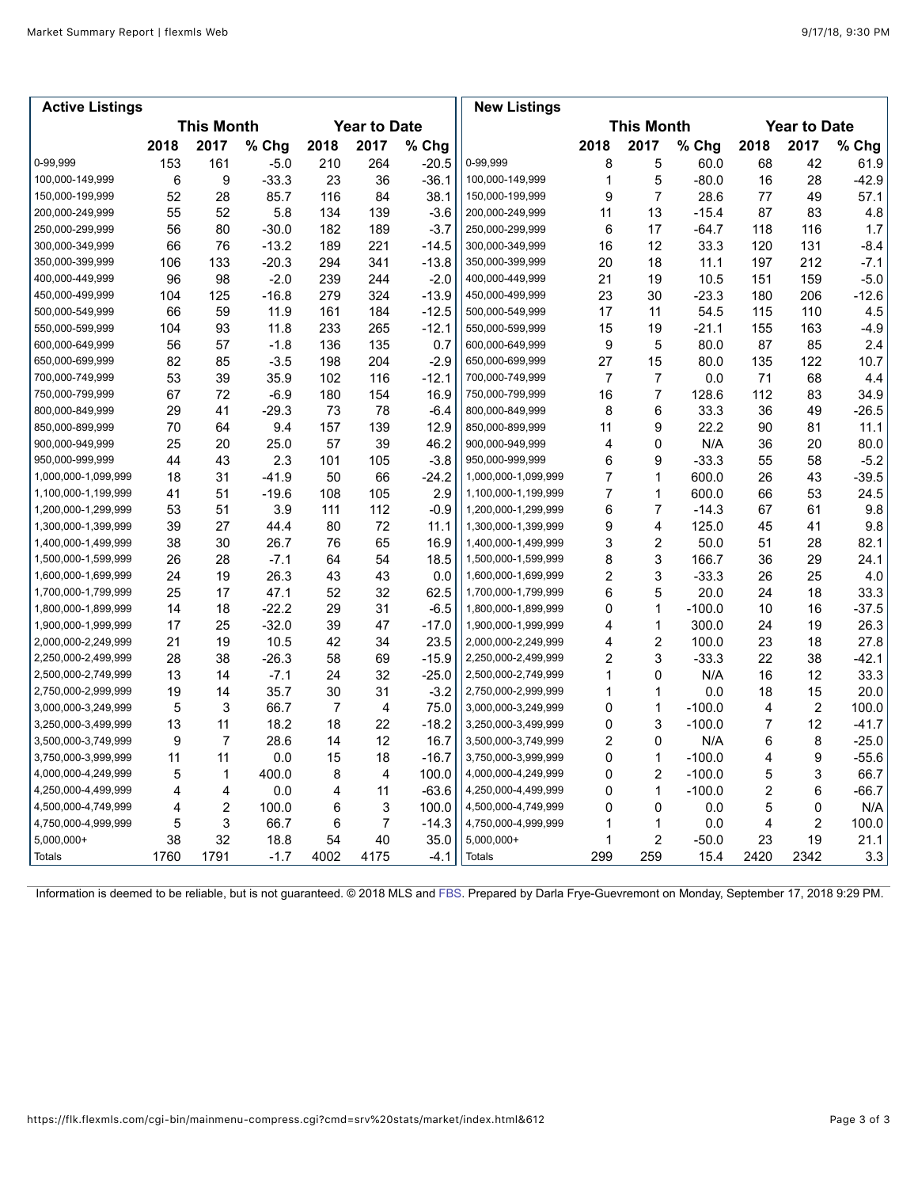| Active Listings | | | | | | |
|---|---|---|---|---|---|---|
| | This Month | | | Year to Date | | |
| | 2018 | 2017 | % Chg | 2018 | 2017 | % Chg |
| 0-99,999 | 153 | 161 | -5.0 | 210 | 264 | -20.5 |
| 100,000-149,999 | 6 | 9 | -33.3 | 23 | 36 | -36.1 |
| 150,000-199,999 | 52 | 28 | 85.7 | 116 | 84 | 38.1 |
| 200,000-249,999 | 55 | 52 | 5.8 | 134 | 139 | -3.6 |
| 250,000-299,999 | 56 | 80 | -30.0 | 182 | 189 | -3.7 |
| 300,000-349,999 | 66 | 76 | -13.2 | 189 | 221 | -14.5 |
| 350,000-399,999 | 106 | 133 | -20.3 | 294 | 341 | -13.8 |
| 400,000-449,999 | 96 | 98 | -2.0 | 239 | 244 | -2.0 |
| 450,000-499,999 | 104 | 125 | -16.8 | 279 | 324 | -13.9 |
| 500,000-549,999 | 66 | 59 | 11.9 | 161 | 184 | -12.5 |
| 550,000-599,999 | 104 | 93 | 11.8 | 233 | 265 | -12.1 |
| 600,000-649,999 | 56 | 57 | -1.8 | 136 | 135 | 0.7 |
| 650,000-699,999 | 82 | 85 | -3.5 | 198 | 204 | -2.9 |
| 700,000-749,999 | 53 | 39 | 35.9 | 102 | 116 | -12.1 |
| 750,000-799,999 | 67 | 72 | -6.9 | 180 | 154 | 16.9 |
| 800,000-849,999 | 29 | 41 | -29.3 | 73 | 78 | -6.4 |
| 850,000-899,999 | 70 | 64 | 9.4 | 157 | 139 | 12.9 |
| 900,000-949,999 | 25 | 20 | 25.0 | 57 | 39 | 46.2 |
| 950,000-999,999 | 44 | 43 | 2.3 | 101 | 105 | -3.8 |
| 1,000,000-1,099,999 | 18 | 31 | -41.9 | 50 | 66 | -24.2 |
| 1,100,000-1,199,999 | 41 | 51 | -19.6 | 108 | 105 | 2.9 |
| 1,200,000-1,299,999 | 53 | 51 | 3.9 | 111 | 112 | -0.9 |
| 1,300,000-1,399,999 | 39 | 27 | 44.4 | 80 | 72 | 11.1 |
| 1,400,000-1,499,999 | 38 | 30 | 26.7 | 76 | 65 | 16.9 |
| 1,500,000-1,599,999 | 26 | 28 | -7.1 | 64 | 54 | 18.5 |
| 1,600,000-1,699,999 | 24 | 19 | 26.3 | 43 | 43 | 0.0 |
| 1,700,000-1,799,999 | 25 | 17 | 47.1 | 52 | 32 | 62.5 |
| 1,800,000-1,899,999 | 14 | 18 | -22.2 | 29 | 31 | -6.5 |
| 1,900,000-1,999,999 | 17 | 25 | -32.0 | 39 | 47 | -17.0 |
| 2,000,000-2,249,999 | 21 | 19 | 10.5 | 42 | 34 | 23.5 |
| 2,250,000-2,499,999 | 28 | 38 | -26.3 | 58 | 69 | -15.9 |
| 2,500,000-2,749,999 | 13 | 14 | -7.1 | 24 | 32 | -25.0 |
| 2,750,000-2,999,999 | 19 | 14 | 35.7 | 30 | 31 | -3.2 |
| 3,000,000-3,249,999 | 5 | 3 | 66.7 | 7 | 4 | 75.0 |
| 3,250,000-3,499,999 | 13 | 11 | 18.2 | 18 | 22 | -18.2 |
| 3,500,000-3,749,999 | 9 | 7 | 28.6 | 14 | 12 | 16.7 |
| 3,750,000-3,999,999 | 11 | 11 | 0.0 | 15 | 18 | -16.7 |
| 4,000,000-4,249,999 | 5 | 1 | 400.0 | 8 | 4 | 100.0 |
| 4,250,000-4,499,999 | 4 | 4 | 0.0 | 4 | 11 | -63.6 |
| 4,500,000-4,749,999 | 4 | 2 | 100.0 | 6 | 3 | 100.0 |
| 4,750,000-4,999,999 | 5 | 3 | 66.7 | 6 | 7 | -14.3 |
| 5,000,000+ | 38 | 32 | 18.8 | 54 | 40 | 35.0 |
| Totals | 1760 | 1791 | -1.7 | 4002 | 4175 | -4.1 |

| New Listings | | | | | | |
|---|---|---|---|---|---|---|
| | This Month | | | Year to Date | | |
| | 2018 | 2017 | % Chg | 2018 | 2017 | % Chg |
| 0-99,999 | 8 | 5 | 60.0 | 68 | 42 | 61.9 |
| 100,000-149,999 | 1 | 5 | -80.0 | 16 | 28 | -42.9 |
| 150,000-199,999 | 9 | 7 | 28.6 | 77 | 49 | 57.1 |
| 200,000-249,999 | 11 | 13 | -15.4 | 87 | 83 | 4.8 |
| 250,000-299,999 | 6 | 17 | -64.7 | 118 | 116 | 1.7 |
| 300,000-349,999 | 16 | 12 | 33.3 | 120 | 131 | -8.4 |
| 350,000-399,999 | 20 | 18 | 11.1 | 197 | 212 | -7.1 |
| 400,000-449,999 | 21 | 19 | 10.5 | 151 | 159 | -5.0 |
| 450,000-499,999 | 23 | 30 | -23.3 | 180 | 206 | -12.6 |
| 500,000-549,999 | 17 | 11 | 54.5 | 115 | 110 | 4.5 |
| 550,000-599,999 | 15 | 19 | -21.1 | 155 | 163 | -4.9 |
| 600,000-649,999 | 9 | 5 | 80.0 | 87 | 85 | 2.4 |
| 650,000-699,999 | 27 | 15 | 80.0 | 135 | 122 | 10.7 |
| 700,000-749,999 | 7 | 7 | 0.0 | 71 | 68 | 4.4 |
| 750,000-799,999 | 16 | 7 | 128.6 | 112 | 83 | 34.9 |
| 800,000-849,999 | 8 | 6 | 33.3 | 36 | 49 | -26.5 |
| 850,000-899,999 | 11 | 9 | 22.2 | 90 | 81 | 11.1 |
| 900,000-949,999 | 4 | 0 | N/A | 36 | 20 | 80.0 |
| 950,000-999,999 | 6 | 9 | -33.3 | 55 | 58 | -5.2 |
| 1,000,000-1,099,999 | 7 | 1 | 600.0 | 26 | 43 | -39.5 |
| 1,100,000-1,199,999 | 7 | 1 | 600.0 | 66 | 53 | 24.5 |
| 1,200,000-1,299,999 | 6 | 7 | -14.3 | 67 | 61 | 9.8 |
| 1,300,000-1,399,999 | 9 | 4 | 125.0 | 45 | 41 | 9.8 |
| 1,400,000-1,499,999 | 3 | 2 | 50.0 | 51 | 28 | 82.1 |
| 1,500,000-1,599,999 | 8 | 3 | 166.7 | 36 | 29 | 24.1 |
| 1,600,000-1,699,999 | 2 | 3 | -33.3 | 26 | 25 | 4.0 |
| 1,700,000-1,799,999 | 6 | 5 | 20.0 | 24 | 18 | 33.3 |
| 1,800,000-1,899,999 | 0 | 1 | -100.0 | 10 | 16 | -37.5 |
| 1,900,000-1,999,999 | 4 | 1 | 300.0 | 24 | 19 | 26.3 |
| 2,000,000-2,249,999 | 4 | 2 | 100.0 | 23 | 18 | 27.8 |
| 2,250,000-2,499,999 | 2 | 3 | -33.3 | 22 | 38 | -42.1 |
| 2,500,000-2,749,999 | 1 | 0 | N/A | 16 | 12 | 33.3 |
| 2,750,000-2,999,999 | 1 | 1 | 0.0 | 18 | 15 | 20.0 |
| 3,000,000-3,249,999 | 0 | 1 | -100.0 | 4 | 2 | 100.0 |
| 3,250,000-3,499,999 | 0 | 3 | -100.0 | 7 | 12 | -41.7 |
| 3,500,000-3,749,999 | 2 | 0 | N/A | 6 | 8 | -25.0 |
| 3,750,000-3,999,999 | 0 | 1 | -100.0 | 4 | 9 | -55.6 |
| 4,000,000-4,249,999 | 0 | 2 | -100.0 | 5 | 3 | 66.7 |
| 4,250,000-4,499,999 | 0 | 1 | -100.0 | 2 | 6 | -66.7 |
| 4,500,000-4,749,999 | 0 | 0 | 0.0 | 5 | 0 | N/A |
| 4,750,000-4,999,999 | 1 | 1 | 0.0 | 4 | 2 | 100.0 |
| 5,000,000+ | 1 | 2 | -50.0 | 23 | 19 | 21.1 |
| Totals | 299 | 259 | 15.4 | 2420 | 2342 | 3.3 |

Information is deemed to be reliable, but is not guaranteed. © 2018 MLS and FBS. Prepared by Darla Frye-Guevremont on Monday, September 17, 2018 9:29 PM.